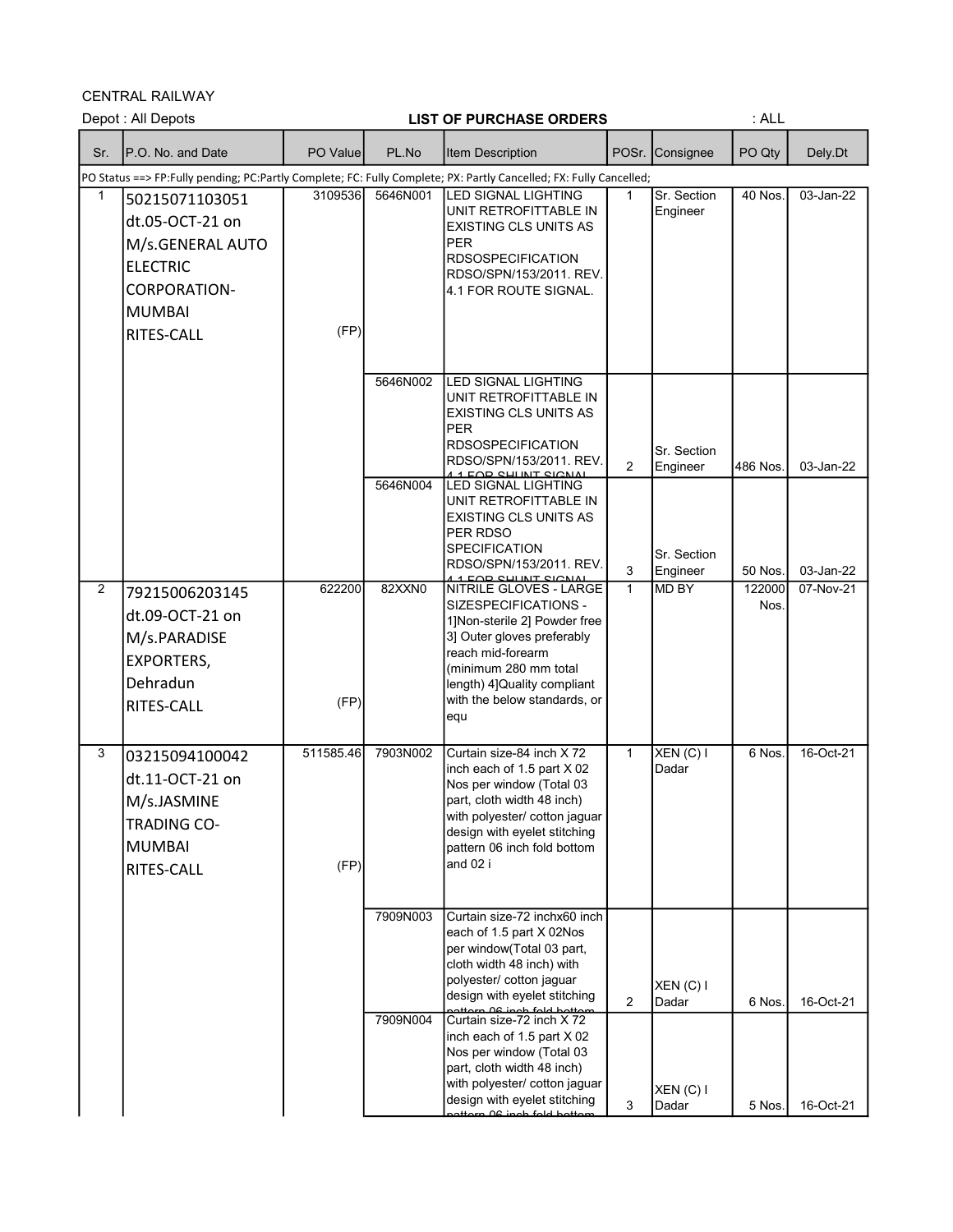CENTRAL RAILWAY

Depot : All Depots **LIST OF PURCHASE ORDERS** : ALL

| Sr. | P.O. No. and Date | PO Value | PL.No | Item Description | POSr. | Consignee | PO Qty | Dely.Dt |
|---|---|---|---|---|---|---|---|---|
| PO Status ==> FP:Fully pending; PC:Partly Complete; FC: Fully Complete; PX: Partly Cancelled; FX: Fully Cancelled; | | | | | | | | |
| 1 | 50215071103051 dt.05-OCT-21 on M/s.GENERAL AUTO ELECTRIC CORPORATION-MUMBAI RITES-CALL | 3109536 (FP) | 5646N001 | LED SIGNAL LIGHTING UNIT RETROFITTABLE IN EXISTING CLS UNITS AS PER RDSOSPECIFICATION RDSO/SPN/153/2011. REV. 4.1 FOR ROUTE SIGNAL. | 1 | Sr. Section Engineer | 40 Nos. | 03-Jan-22 |
| | | | 5646N002 | LED SIGNAL LIGHTING UNIT RETROFITTABLE IN EXISTING CLS UNITS AS PER RDSOSPECIFICATION RDSO/SPN/153/2011. REV. 4.1 FOR SHUNT SIGNAL | 2 | Sr. Section Engineer | 486 Nos. | 03-Jan-22 |
| | | | 5646N004 | LED SIGNAL LIGHTING UNIT RETROFITTABLE IN EXISTING CLS UNITS AS PER RDSO SPECIFICATION RDSO/SPN/153/2011. REV. 4.1 FOR SHUNT SIGNAL | 3 | Sr. Section Engineer | 50 Nos. | 03-Jan-22 |
| 2 | 79215006203145 dt.09-OCT-21 on M/s.PARADISE EXPORTERS, Dehradun RITES-CALL | 622200 (FP) | 82XXN0 | NITRILE GLOVES - LARGE SIZESPECIFICATIONS - 1]Non-sterile 2] Powder free 3] Outer gloves preferably reach mid-forearm (minimum 280 mm total length) 4]Quality compliant with the below standards, or equ | 1 | MD BY | 122000 Nos. | 07-Nov-21 |
| 3 | 03215094100042 dt.11-OCT-21 on M/s.JASMINE TRADING CO-MUMBAI RITES-CALL | 511585.46 (FP) | 7903N002 | Curtain size-84 inch X 72 inch each of 1.5 part X 02 Nos per window (Total 03 part, cloth width 48 inch) with polyester/ cotton jaguar design with eyelet stitching pattern 06 inch fold bottom and 02 i | 1 | XEN (C) I Dadar | 6 Nos. | 16-Oct-21 |
| | | | 7909N003 | Curtain size-72 inchx60 inch each of 1.5 part X 02Nos per window(Total 03 part, cloth width 48 inch) with polyester/ cotton jaguar design with eyelet stitching pattern 06 inch fold bottom | 2 | XEN (C) I Dadar | 6 Nos. | 16-Oct-21 |
| | | | 7909N004 | Curtain size-72 inch X 72 inch each of 1.5 part X 02 Nos per window (Total 03 part, cloth width 48 inch) with polyester/ cotton jaguar design with eyelet stitching pattern 06 inch fold bottom | 3 | XEN (C) I Dadar | 5 Nos. | 16-Oct-21 |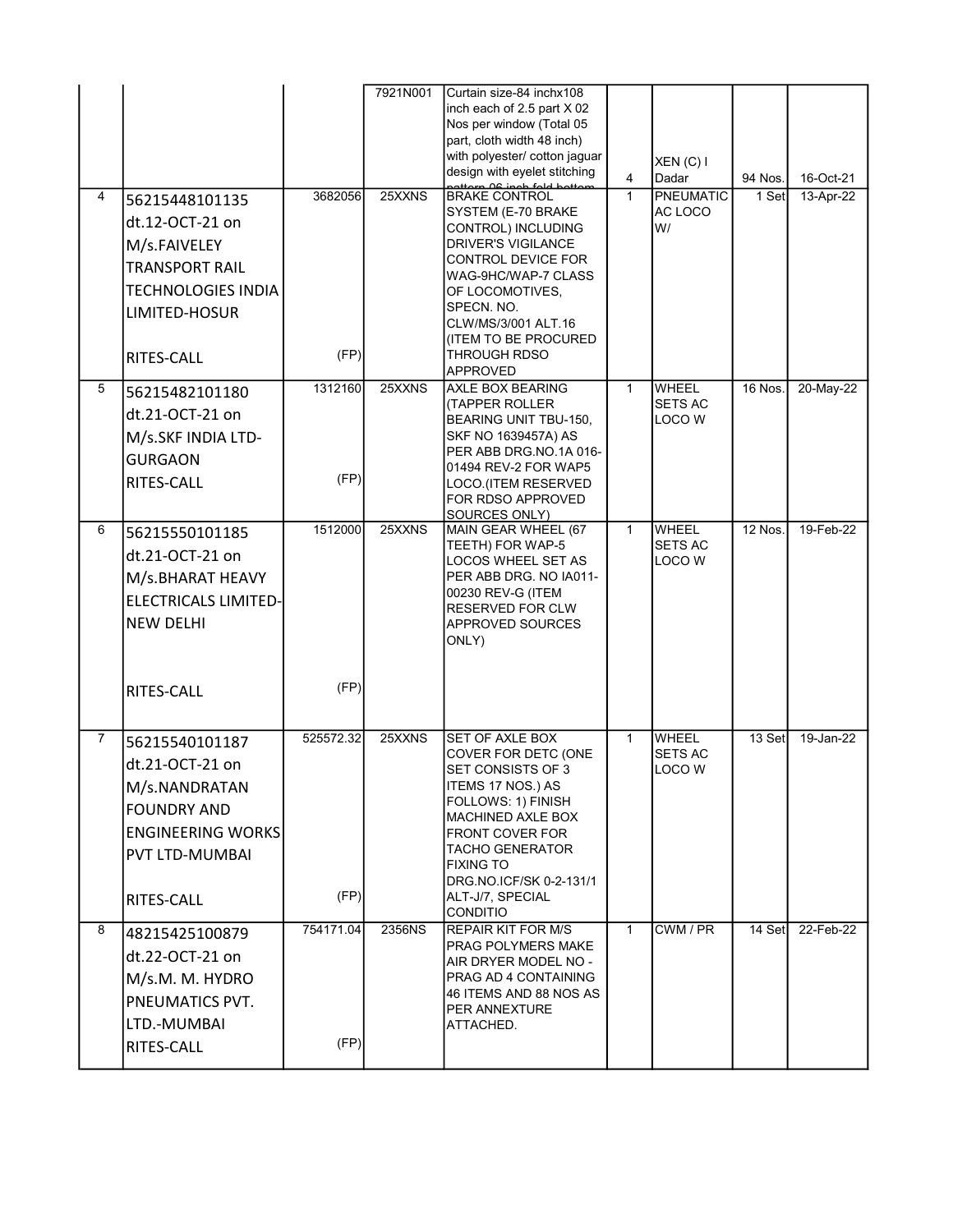|  |  |  | 7921N001 | Curtain size-84 inchx108 inch each of 2.5 part X 02 Nos per window (Total 05 part, cloth width 48 inch) with polyester/ cotton jaguar design with eyelet stitching pattern 06 inch fold bottom | 4 | XEN (C) I Dadar | 94 Nos. | 16-Oct-21 |
|---|---|---|---|---|---|---|---|---|
| 4 | 56215448101135 dt.12-OCT-21 on M/s.FAIVELEY TRANSPORT RAIL TECHNOLOGIES INDIA LIMITED-HOSUR RITES-CALL | 3682056 (FP) | 25XXNS | BRAKE CONTROL SYSTEM (E-70 BRAKE CONTROL) INCLUDING DRIVER'S VIGILANCE CONTROL DEVICE FOR WAG-9HC/WAP-7 CLASS OF LOCOMOTIVES, SPECN. NO. CLW/MS/3/001 ALT.16 (ITEM TO BE PROCURED THROUGH RDSO APPROVED | 1 | PNEUMATIC AC LOCO W/ | 1 Set | 13-Apr-22 |
| 5 | 56215482101180 dt.21-OCT-21 on M/s.SKF INDIA LTD-GURGAON RITES-CALL | 1312160 (FP) | 25XXNS | AXLE BOX BEARING (TAPPER ROLLER BEARING UNIT TBU-150, SKF NO 1639457A) AS PER ABB DRG.NO.1A 016-01494 REV-2 FOR WAP5 LOCO.(ITEM RESERVED FOR RDSO APPROVED SOURCES ONLY) | 1 | WHEEL SETS AC LOCO W | 16 Nos. | 20-May-22 |
| 6 | 56215550101185 dt.21-OCT-21 on M/s.BHARAT HEAVY ELECTRICALS LIMITED-NEW DELHI RITES-CALL | 1512000 (FP) | 25XXNS | MAIN GEAR WHEEL (67 TEETH) FOR WAP-5 LOCOS WHEEL SET AS PER ABB DRG. NO IA011-00230 REV-G (ITEM RESERVED FOR CLW APPROVED SOURCES ONLY) | 1 | WHEEL SETS AC LOCO W | 12 Nos. | 19-Feb-22 |
| 7 | 56215540101187 dt.21-OCT-21 on M/s.NANDRATAN FOUNDRY AND ENGINEERING WORKS PVT LTD-MUMBAI RITES-CALL | 525572.32 (FP) | 25XXNS | SET OF AXLE BOX COVER FOR DETC (ONE SET CONSISTS OF 3 ITEMS 17 NOS.) AS FOLLOWS: 1) FINISH MACHINED AXLE BOX FRONT COVER FOR TACHO GENERATOR FIXING TO DRG.NO.ICF/SK 0-2-131/1 ALT-J/7, SPECIAL CONDITIO | 1 | WHEEL SETS AC LOCO W | 13 Set | 19-Jan-22 |
| 8 | 48215425100879 dt.22-OCT-21 on M/s.M. M. HYDRO PNEUMATICS PVT. LTD.-MUMBAI RITES-CALL | 754171.04 (FP) | 2356NS | REPAIR KIT FOR M/S PRAG POLYMERS MAKE AIR DRYER MODEL NO - PRAG AD 4 CONTAINING 46 ITEMS AND 88 NOS AS PER ANNEXTURE ATTACHED. | 1 | CWM / PR | 14 Set | 22-Feb-22 |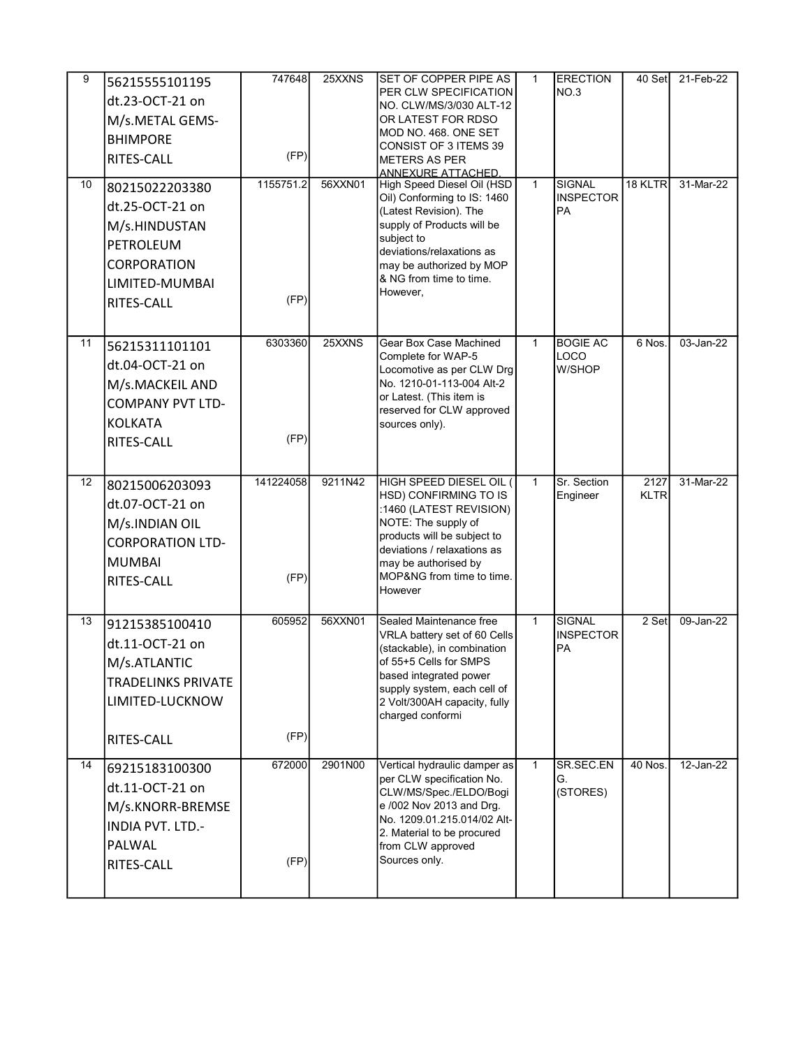| 9 | 56215555101195 dt.23-OCT-21 on M/s.METAL GEMS-BHIMPORE RITES-CALL | 747648 (FP) | 25XXNS | SET OF COPPER PIPE AS PER CLW SPECIFICATION NO. CLW/MS/3/030 ALT-12 OR LATEST FOR RDSO MOD NO. 468. ONE SET CONSIST OF 3 ITEMS 39 METERS AS PER ANNEXURE ATTACHED. | 1 | ERECTION NO.3 | 40 Set | 21-Feb-22 |
|---|---|---|---|---|---|---|---|---|
| 10 | 80215022203380 dt.25-OCT-21 on M/s.HINDUSTAN PETROLEUM CORPORATION LIMITED-MUMBAI RITES-CALL | 1155751.2 (FP) | 56XXN01 | High Speed Diesel Oil (HSD Oil) Conforming to IS: 1460 (Latest Revision). The supply of Products will be subject to deviations/relaxations as may be authorized by MOP & NG from time to time. However, | 1 | SIGNAL INSPECTOR PA | 18 KLTR | 31-Mar-22 |
| 11 | 56215311101101 dt.04-OCT-21 on M/s.MACKEIL AND COMPANY PVT LTD-KOLKATA RITES-CALL | 6303360 (FP) | 25XXNS | Gear Box Case Machined Complete for WAP-5 Locomotive as per CLW Drg No. 1210-01-113-004 Alt-2 or Latest. (This item is reserved for CLW approved sources only). | 1 | BOGIE AC LOCO W/SHOP | 6 Nos. | 03-Jan-22 |
| 12 | 80215006203093 dt.07-OCT-21 on M/s.INDIAN OIL CORPORATION LTD-MUMBAI RITES-CALL | 141224058 (FP) | 9211N42 | HIGH SPEED DIESEL OIL ( HSD) CONFIRMING TO IS :1460 (LATEST REVISION) NOTE: The supply of products will be subject to deviations / relaxations as may be authorised by MOP&NG from time to time. However | 1 | Sr. Section Engineer | 2127 KLTR | 31-Mar-22 |
| 13 | 91215385100410 dt.11-OCT-21 on M/s.ATLANTIC TRADELINKS PRIVATE LIMITED-LUCKNOW RITES-CALL | 605952 (FP) | 56XXN01 | Sealed Maintenance free VRLA battery set of 60 Cells (stackable), in combination of 55+5 Cells for SMPS based integrated power supply system, each cell of 2 Volt/300AH capacity, fully charged conformi | 1 | SIGNAL INSPECTOR PA | 2 Set | 09-Jan-22 |
| 14 | 69215183100300 dt.11-OCT-21 on M/s.KNORR-BREMSE INDIA PVT. LTD.-PALWAL RITES-CALL | 672000 (FP) | 2901N00 | Vertical hydraulic damper as per CLW specification No. CLW/MS/Spec./ELDO/Bogie /002 Nov 2013 and Drg. No. 1209.01.215.014/02 Alt-2. Material to be procured from CLW approved Sources only. | 1 | SR.SEC.ENG. (STORES) | 40 Nos. | 12-Jan-22 |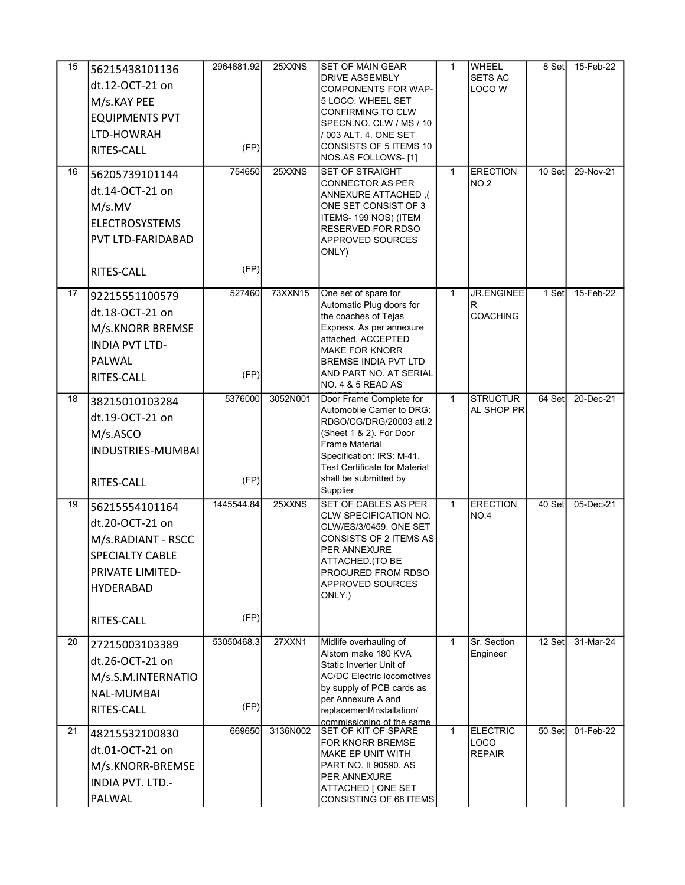| | | | | | | | | |
|---|---|---|---|---|---|---|---|---|
| 15 | 56215438101136 dt.12-OCT-21 on M/s.KAY PEE EQUIPMENTS PVT LTD-HOWRAH RITES-CALL | 2964881.92 (FP) | 25XXNS | SET OF MAIN GEAR DRIVE ASSEMBLY COMPONENTS FOR WAP-5 LOCO. WHEEL SET CONFIRMING TO CLW SPECN.NO. CLW / MS / 10 / 003 ALT. 4. ONE SET CONSISTS OF 5 ITEMS 10 NOS.AS FOLLOWS- [1] | 1 | WHEEL SETS AC LOCO W | 8 Set | 15-Feb-22 |
| 16 | 56205739101144 dt.14-OCT-21 on M/s.MV ELECTROSYSTEMS PVT LTD-FARIDABAD RITES-CALL | 754650 (FP) | 25XXNS | SET OF STRAIGHT CONNECTOR AS PER ANNEXURE ATTACHED ,( ONE SET CONSIST OF 3 ITEMS- 199 NOS) (ITEM RESERVED FOR RDSO APPROVED SOURCES ONLY) | 1 | ERECTION NO.2 | 10 Set | 29-Nov-21 |
| 17 | 92215551100579 dt.18-OCT-21 on M/s.KNORR BREMSE INDIA PVT LTD-PALWAL RITES-CALL | 527460 (FP) | 73XXN15 | One set of spare for Automatic Plug doors for the coaches of Tejas Express. As per annexure attached. ACCEPTED MAKE FOR KNORR BREMSE INDIA PVT LTD AND PART NO. AT SERIAL NO. 4 & 5 READ AS | 1 | JR.ENGINEER COACHING | 1 Set | 15-Feb-22 |
| 18 | 38215010103284 dt.19-OCT-21 on M/s.ASCO INDUSTRIES-MUMBAI RITES-CALL | 5376000 (FP) | 3052N001 | Door Frame Complete for Automobile Carrier to DRG: RDSO/CG/DRG/20003 atl.2 (Sheet 1 & 2). For Door Frame Material Specification: IRS: M-41, Test Certificate for Material shall be submitted by Supplier | 1 | STRUCTURAL SHOP PR | 64 Set | 20-Dec-21 |
| 19 | 56215554101164 dt.20-OCT-21 on M/s.RADIANT - RSCC SPECIALTY CABLE PRIVATE LIMITED-HYDERABAD RITES-CALL | 1445544.84 (FP) | 25XXNS | SET OF CABLES AS PER CLW SPECIFICATION NO. CLW/ES/3/0459. ONE SET CONSISTS OF 2 ITEMS AS PER ANNEXURE ATTACHED.(TO BE PROCURED FROM RDSO APPROVED SOURCES ONLY.) | 1 | ERECTION NO.4 | 40 Set | 05-Dec-21 |
| 20 | 27215003103389 dt.26-OCT-21 on M/s.S.M.INTERNATIONAL-MUMBAI RITES-CALL | 53050468.3 (FP) | 27XXN1 | Midlife overhauling of Alstom make 180 KVA Static Inverter Unit of AC/DC Electric locomotives by supply of PCB cards as per Annexure A and replacement/installation/ commissioning of the same | 1 | Sr. Section Engineer | 12 Set | 31-Mar-24 |
| 21 | 48215532100830 dt.01-OCT-21 on M/s.KNORR-BREMSE INDIA PVT. LTD.-PALWAL | 669650 | 3136N002 | SET OF KIT OF SPARE FOR KNORR BREMSE MAKE EP UNIT WITH PART NO. II 90590. AS PER ANNEXURE ATTACHED [ ONE SET CONSISTING OF 68 ITEMS | 1 | ELECTRIC LOCO REPAIR | 50 Set | 01-Feb-22 |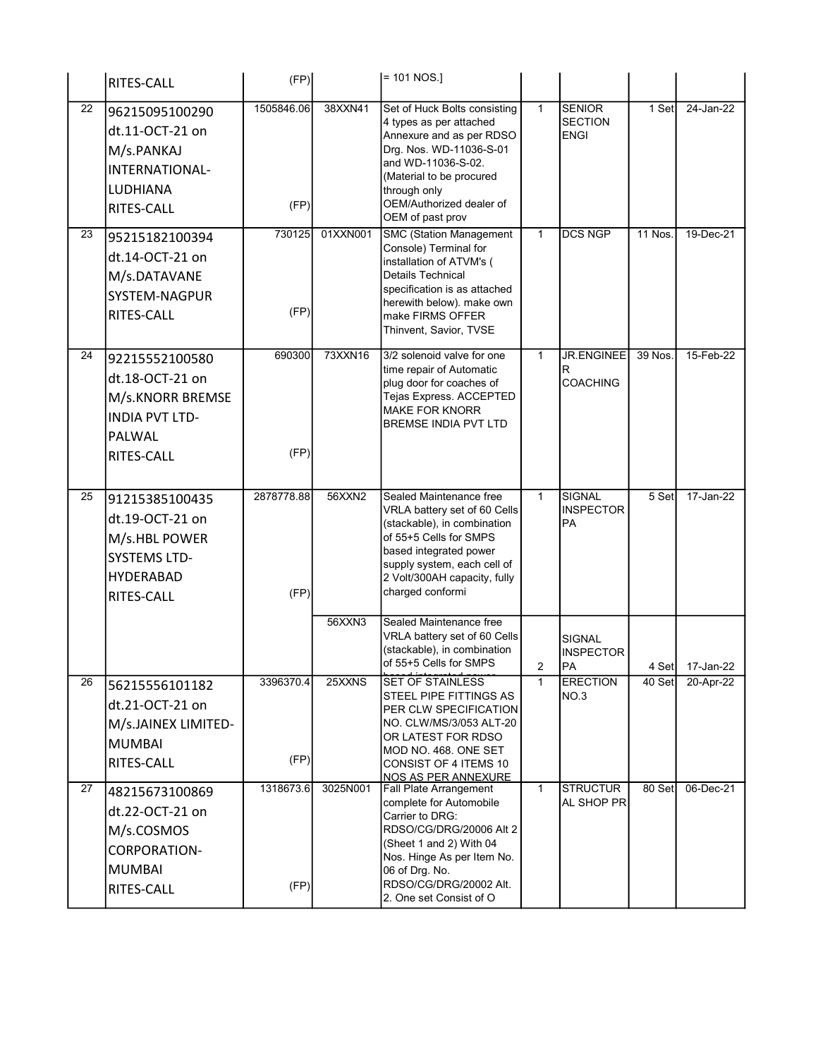| | | | | | | | | |
|---|---|---|---|---|---|---|---|---|
| | RITES-CALL | (FP) | | = 101 NOS.] | | | | |
| 22 | 96215095100290 dt.11-OCT-21 on M/s.PANKAJ INTERNATIONAL-LUDHIANA RITES-CALL | 1505846.06 (FP) | 38XXN41 | Set of Huck Bolts consisting 4 types as per attached Annexure and as per RDSO Drg. Nos. WD-11036-S-01 and WD-11036-S-02. (Material to be procured through only OEM/Authorized dealer of OEM of past prov | 1 | SENIOR SECTION ENGI | 1 Set | 24-Jan-22 |
| 23 | 95215182100394 dt.14-OCT-21 on M/s.DATAVANE SYSTEM-NAGPUR RITES-CALL | 730125 (FP) | 01XXN001 | SMC (Station Management Console) Terminal for installation of ATVM's ( Details Technical specification is as attached herewith below). make own make FIRMS OFFER Thinvent, Savior, TVSE | 1 | DCS NGP | 11 Nos. | 19-Dec-21 |
| 24 | 92215552100580 dt.18-OCT-21 on M/s.KNORR BREMSE INDIA PVT LTD-PALWAL RITES-CALL | 690300 (FP) | 73XXN16 | 3/2 solenoid valve for one time repair of Automatic plug door for coaches of Tejas Express. ACCEPTED MAKE FOR KNORR BREMSE INDIA PVT LTD | 1 | JR.ENGINEER COACHING | 39 Nos. | 15-Feb-22 |
| 25 | 91215385100435 dt.19-OCT-21 on M/s.HBL POWER SYSTEMS LTD-HYDERABAD RITES-CALL | 2878778.88 (FP) | 56XXN2 | Sealed Maintenance free VRLA battery set of 60 Cells (stackable), in combination of 55+5 Cells for SMPS based integrated power supply system, each cell of 2 Volt/300AH capacity, fully charged conformi | 1 | SIGNAL INSPECTOR PA | 5 Set | 17-Jan-22 |
| | | | 56XXN3 | Sealed Maintenance free VRLA battery set of 60 Cells (stackable), in combination of 55+5 Cells for SMPS | 2 | SIGNAL INSPECTOR PA | 4 Set | 17-Jan-22 |
| 26 | 56215556101182 dt.21-OCT-21 on M/s.JAINEX LIMITED-MUMBAI RITES-CALL | 3396370.4 (FP) | 25XXNS | SET OF STAINLESS STEEL PIPE FITTINGS AS PER CLW SPECIFICATION NO. CLW/MS/3/053 ALT-20 OR LATEST FOR RDSO MOD NO. 468. ONE SET CONSIST OF 4 ITEMS 10 NOS AS PER ANNEXURE | 1 | ERECTION NO.3 | 40 Set | 20-Apr-22 |
| 27 | 48215673100869 dt.22-OCT-21 on M/s.COSMOS CORPORATION-MUMBAI RITES-CALL | 1318673.6 (FP) | 3025N001 | Fall Plate Arrangement complete for Automobile Carrier to DRG: RDSO/CG/DRG/20006 Alt 2 (Sheet 1 and 2) With 04 Nos. Hinge As per Item No. 06 of Drg. No. RDSO/CG/DRG/20002 Alt. 2. One set Consist of O | 1 | STRUCTURAL SHOP PR | 80 Set | 06-Dec-21 |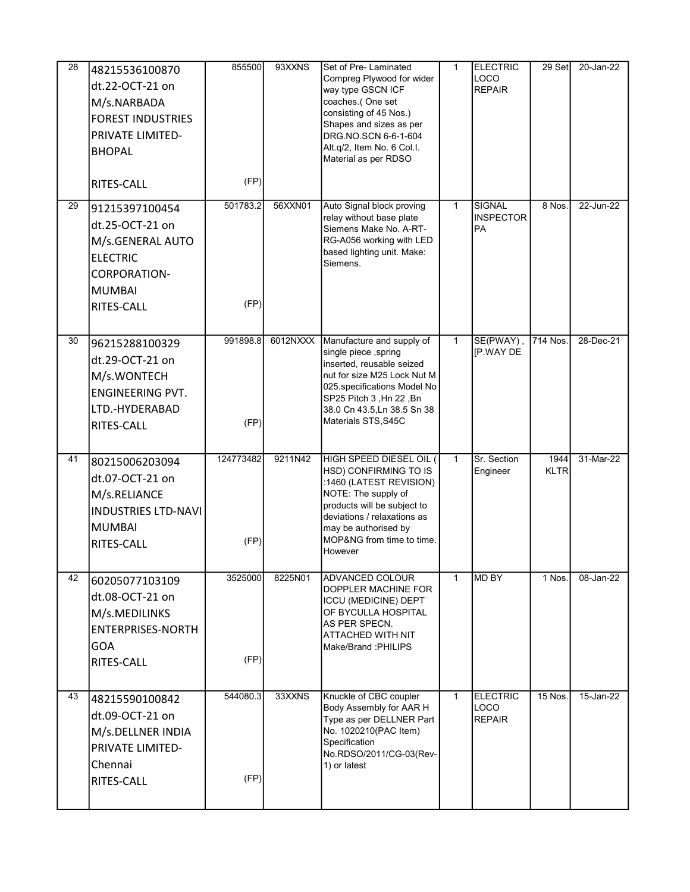| 28 | 48215536100870 dt.22-OCT-21 on M/s.NARBADA FOREST INDUSTRIES PRIVATE LIMITED-BHOPAL RITES-CALL | 855500 (FP) | 93XXNS | Set of Pre- Laminated Compreg Plywood for wider way type GSCN ICF coaches.( One set consisting of 45 Nos.) Shapes and sizes as per DRG.NO.SCN 6-6-1-604 Alt.q/2, Item No. 6 Col.I. Material as per RDSO | 1 | ELECTRIC LOCO REPAIR | 29 Set | 20-Jan-22 |
|---|---|---|---|---|---|---|---|---|
| 29 | 91215397100454 dt.25-OCT-21 on M/s.GENERAL AUTO ELECTRIC CORPORATION-MUMBAI RITES-CALL | 501783.2 (FP) | 56XXN01 | Auto Signal block proving relay without base plate Siemens Make No. A-RT-RG-A056 working with LED based lighting unit. Make: Siemens. | 1 | SIGNAL INSPECTOR PA | 8 Nos. | 22-Jun-22 |
| 30 | 96215288100329 dt.29-OCT-21 on M/s.WONTECH ENGINEERING PVT. LTD.-HYDERABAD RITES-CALL | 991898.8 (FP) | 6012NXXX | Manufacture and supply of single piece ,spring inserted, reusable seized nut for size M25 Lock Nut M 025.specifications Model No SP25 Pitch 3 ,Hn 22 ,Bn 38.0 Cn 43.5,Ln 38.5 Sn 38 Materials STS,S45C | 1 | SE(PWAY) , [P.WAY DE | 714 Nos. | 28-Dec-21 |
| 41 | 80215006203094 dt.07-OCT-21 on M/s.RELIANCE INDUSTRIES LTD-NAVI MUMBAI RITES-CALL | 124773482 (FP) | 9211N42 | HIGH SPEED DIESEL OIL ( HSD) CONFIRMING TO IS :1460 (LATEST REVISION) NOTE: The supply of products will be subject to deviations / relaxations as may be authorised by MOP&NG from time to time. However | 1 | Sr. Section Engineer | 1944 KLTR | 31-Mar-22 |
| 42 | 60205077103109 dt.08-OCT-21 on M/s.MEDILINKS ENTERPRISES-NORTH GOA RITES-CALL | 3525000 (FP) | 8225N01 | ADVANCED COLOUR DOPPLER MACHINE FOR ICCU (MEDICINE) DEPT OF BYCULLA HOSPITAL AS PER SPECN. ATTACHED WITH NIT Make/Brand :PHILIPS | 1 | MD BY | 1 Nos. | 08-Jan-22 |
| 43 | 48215590100842 dt.09-OCT-21 on M/s.DELLNER INDIA PRIVATE LIMITED-Chennai RITES-CALL | 544080.3 (FP) | 33XXNS | Knuckle of CBC coupler Body Assembly for AAR H Type as per DELLNER Part No. 1020210(PAC Item) Specification No.RDSO/2011/CG-03(Rev-1) or latest | 1 | ELECTRIC LOCO REPAIR | 15 Nos. | 15-Jan-22 |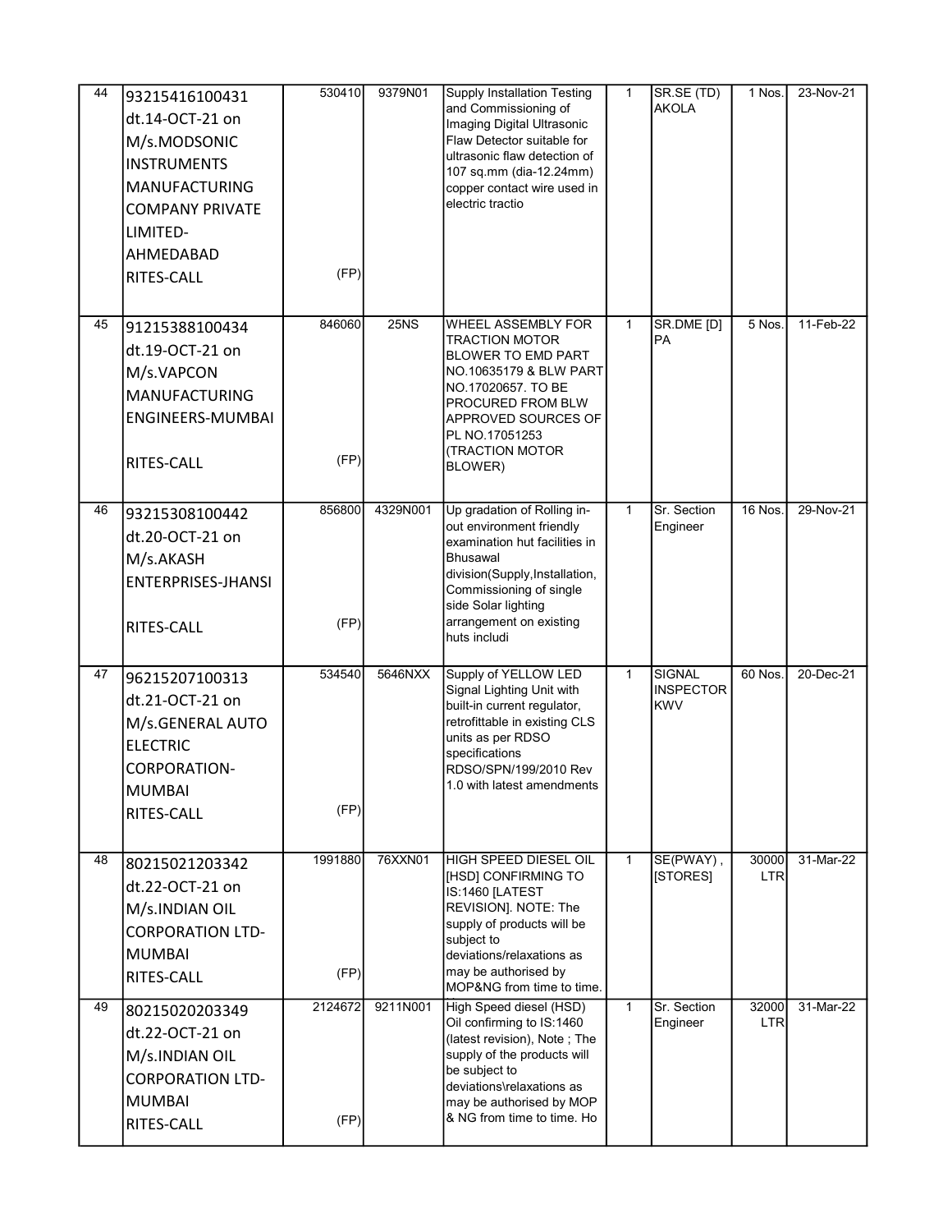| 44 | 93215416100431 dt.14-OCT-21 on M/s.MODSONIC INSTRUMENTS MANUFACTURING COMPANY PRIVATE LIMITED-AHMEDABAD RITES-CALL | 530410 (FP) | 9379N01 | Supply Installation Testing and Commissioning of Imaging Digital Ultrasonic Flaw Detector suitable for ultrasonic flaw detection of 107 sq.mm (dia-12.24mm) copper contact wire used in electric tractio | 1 | SR.SE (TD) AKOLA | 1 Nos. | 23-Nov-21 |
|---|---|---|---|---|---|---|---|---|
| 45 | 91215388100434 dt.19-OCT-21 on M/s.VAPCON MANUFACTURING ENGINEERS-MUMBAI RITES-CALL | 846060 (FP) | 25NS | WHEEL ASSEMBLY FOR TRACTION MOTOR BLOWER TO EMD PART NO.10635179 & BLW PART NO.17020657. TO BE PROCURED FROM BLW APPROVED SOURCES OF PL NO.17051253 (TRACTION MOTOR BLOWER) | 1 | SR.DME [D] PA | 5 Nos. | 11-Feb-22 |
| 46 | 93215308100442 dt.20-OCT-21 on M/s.AKASH ENTERPRISES-JHANSI RITES-CALL | 856800 (FP) | 4329N001 | Up gradation of Rolling in-out environment friendly examination hut facilities in Bhusawal division(Supply,Installation, Commissioning of single side Solar lighting arrangement on existing huts includi | 1 | Sr. Section Engineer | 16 Nos. | 29-Nov-21 |
| 47 | 96215207100313 dt.21-OCT-21 on M/s.GENERAL AUTO ELECTRIC CORPORATION-MUMBAI RITES-CALL | 534540 (FP) | 5646NXX | Supply of YELLOW LED Signal Lighting Unit with built-in current regulator, retrofittable in existing CLS units as per RDSO specifications RDSO/SPN/199/2010 Rev 1.0 with latest amendments | 1 | SIGNAL INSPECTOR KWV | 60 Nos. | 20-Dec-21 |
| 48 | 80215021203342 dt.22-OCT-21 on M/s.INDIAN OIL CORPORATION LTD-MUMBAI RITES-CALL | 1991880 (FP) | 76XXN01 | HIGH SPEED DIESEL OIL [HSD] CONFIRMING TO IS:1460 [LATEST REVISION]. NOTE: The supply of products will be subject to deviations/relaxations as may be authorised by MOP&NG from time to time. | 1 | SE(PWAY), [STORES] | 30000 LTR | 31-Mar-22 |
| 49 | 80215020203349 dt.22-OCT-21 on M/s.INDIAN OIL CORPORATION LTD-MUMBAI RITES-CALL | 2124672 (FP) | 9211N001 | High Speed diesel (HSD) Oil confirming to IS:1460 (latest revision), Note ; The supply of the products will be subject to deviations\relaxations as may be authorised by MOP & NG from time to time. Ho | 1 | Sr. Section Engineer | 32000 LTR | 31-Mar-22 |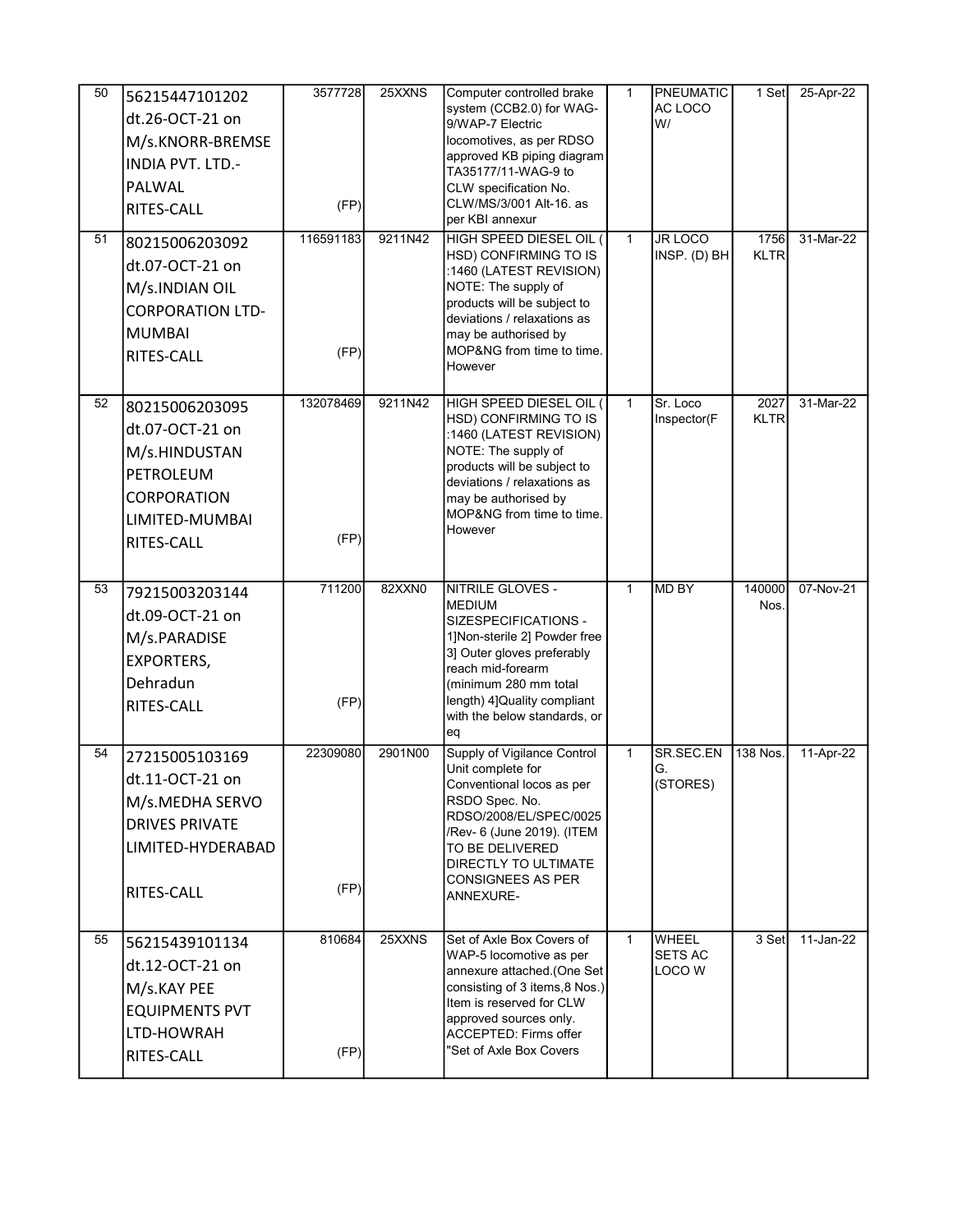| 50 | 56215447101202 dt.26-OCT-21 on M/s.KNORR-BREMSE INDIA PVT. LTD.-PALWAL RITES-CALL | 3577728 (FP) | 25XXNS | Computer controlled brake system (CCB2.0) for WAG-9/WAP-7 Electric locomotives, as per RDSO approved KB piping diagram TA35177/11-WAG-9 to CLW specification No. CLW/MS/3/001 Alt-16. as per KBI annexur | 1 | PNEUMATIC AC LOCO W/ | 1 Set | 25-Apr-22 |
|---|---|---|---|---|---|---|---|---|
| 51 | 80215006203092 dt.07-OCT-21 on M/s.INDIAN OIL CORPORATION LTD-MUMBAI RITES-CALL | 116591183 (FP) | 9211N42 | HIGH SPEED DIESEL OIL ( HSD) CONFIRMING TO IS :1460 (LATEST REVISION) NOTE: The supply of products will be subject to deviations / relaxations as may be authorised by MOP&NG from time to time. However | 1 | JR LOCO INSP. (D) BH | 1756 KLTR | 31-Mar-22 |
| 52 | 80215006203095 dt.07-OCT-21 on M/s.HINDUSTAN PETROLEUM CORPORATION LIMITED-MUMBAI RITES-CALL | 132078469 (FP) | 9211N42 | HIGH SPEED DIESEL OIL ( HSD) CONFIRMING TO IS :1460 (LATEST REVISION) NOTE: The supply of products will be subject to deviations / relaxations as may be authorised by MOP&NG from time to time. However | 1 | Sr. Loco Inspector(F | 2027 KLTR | 31-Mar-22 |
| 53 | 79215003203144 dt.09-OCT-21 on M/s.PARADISE EXPORTERS, Dehradun RITES-CALL | 711200 (FP) | 82XXN0 | NITRILE GLOVES - MEDIUM SIZESPECIFICATIONS - 1]Non-sterile 2] Powder free 3] Outer gloves preferably reach mid-forearm (minimum 280 mm total length) 4]Quality compliant with the below standards, or eq | 1 | MD BY | 140000 Nos. | 07-Nov-21 |
| 54 | 27215005103169 dt.11-OCT-21 on M/s.MEDHA SERVO DRIVES PRIVATE LIMITED-HYDERABAD RITES-CALL | 22309080 (FP) | 2901N00 | Supply of Vigilance Control Unit complete for Conventional locos as per RSDO Spec. No. RDSO/2008/EL/SPEC/0025 /Rev- 6 (June 2019). (ITEM TO BE DELIVERED DIRECTLY TO ULTIMATE CONSIGNEES AS PER ANNEXURE- | 1 | SR.SEC.ENG. (STORES) | 138 Nos. | 11-Apr-22 |
| 55 | 56215439101134 dt.12-OCT-21 on M/s.KAY PEE EQUIPMENTS PVT LTD-HOWRAH RITES-CALL | 810684 (FP) | 25XXNS | Set of Axle Box Covers of WAP-5 locomotive as per annexure attached.(One Set consisting of 3 items,8 Nos.) Item is reserved for CLW approved sources only. ACCEPTED: Firms offer "Set of Axle Box Covers | 1 | WHEEL SETS AC LOCO W | 3 Set | 11-Jan-22 |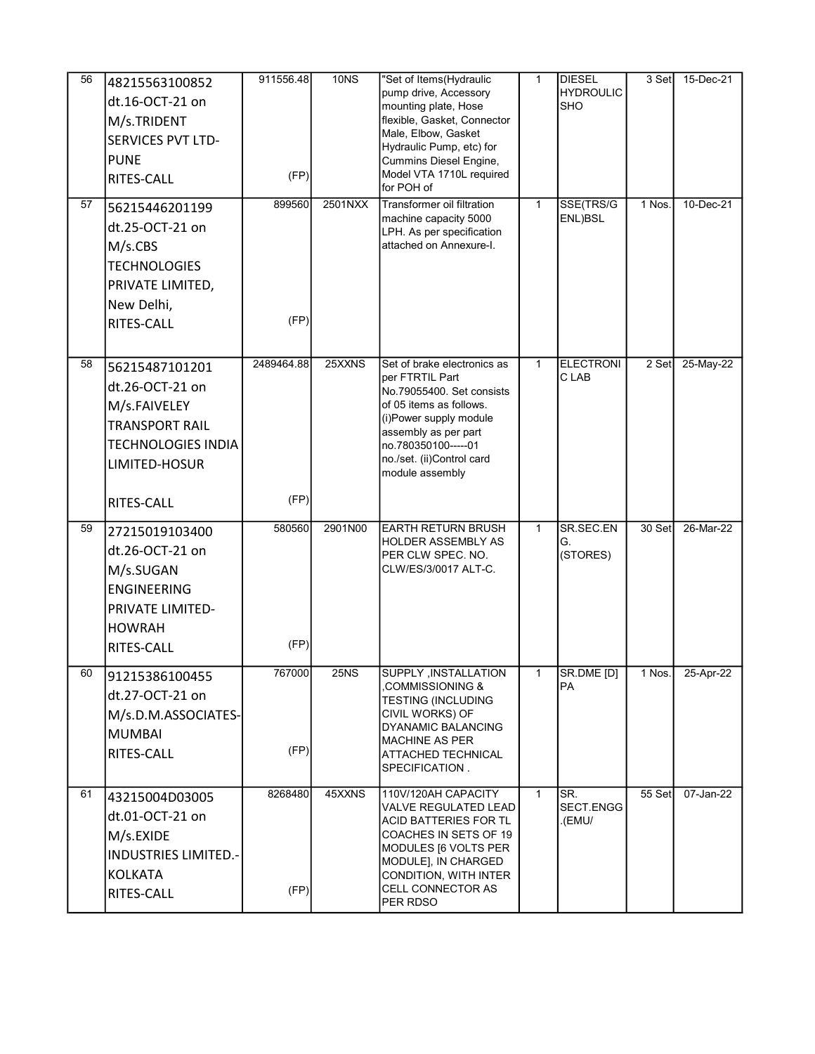| 56 | 48215563100852 dt.16-OCT-21 on M/s.TRIDENT SERVICES PVT LTD-PUNE RITES-CALL | 911556.48 (FP) | 10NS | "Set of Items(Hydraulic pump drive, Accessory mounting plate, Hose flexible, Gasket, Connector Male, Elbow, Gasket Hydraulic Pump, etc) for Cummins Diesel Engine, Model VTA 1710L required for POH of | 1 | DIESEL HYDROULIC SHO | 3 Set | 15-Dec-21 |
|---|---|---|---|---|---|---|---|---|
| 57 | 56215446201199 dt.25-OCT-21 on M/s.CBS TECHNOLOGIES PRIVATE LIMITED, New Delhi, RITES-CALL | 899560 (FP) | 2501NXX | Transformer oil filtration machine capacity 5000 LPH. As per specification attached on Annexure-I. | 1 | SSE(TRS/GENL)BSL | 1 Nos. | 10-Dec-21 |
| 58 | 56215487101201 dt.26-OCT-21 on M/s.FAIVELEY TRANSPORT RAIL TECHNOLOGIES INDIA LIMITED-HOSUR RITES-CALL | 2489464.88 (FP) | 25XXNS | Set of brake electronics as per FTRTIL Part No.79055400. Set consists of 05 items as follows. (i)Power supply module assembly as per part no.780350100-----01 no./set. (ii)Control card module assembly | 1 | ELECTRONIC LAB | 2 Set | 25-May-22 |
| 59 | 27215019103400 dt.26-OCT-21 on M/s.SUGAN ENGINEERING PRIVATE LIMITED-HOWRAH RITES-CALL | 580560 (FP) | 2901N00 | EARTH RETURN BRUSH HOLDER ASSEMBLY AS PER CLW SPEC. NO. CLW/ES/3/0017 ALT-C. | 1 | SR.SEC.ENG. (STORES) | 30 Set | 26-Mar-22 |
| 60 | 91215386100455 dt.27-OCT-21 on M/s.D.M.ASSOCIATES-MUMBAI RITES-CALL | 767000 (FP) | 25NS | SUPPLY ,INSTALLATION ,COMMISSIONING & TESTING (INCLUDING CIVIL WORKS) OF DYANAMIC BALANCING MACHINE AS PER ATTACHED TECHNICAL SPECIFICATION . | 1 | SR.DME [D] PA | 1 Nos. | 25-Apr-22 |
| 61 | 43215004D03005 dt.01-OCT-21 on M/s.EXIDE INDUSTRIES LIMITED.-KOLKATA RITES-CALL | 8268480 (FP) | 45XXNS | 110V/120AH CAPACITY VALVE REGULATED LEAD ACID BATTERIES FOR TL COACHES IN SETS OF 19 MODULES [6 VOLTS PER MODULE], IN CHARGED CONDITION, WITH INTER CELL CONNECTOR AS PER RDSO | 1 | SR. SECT.ENGG .(EMU/ | 55 Set | 07-Jan-22 |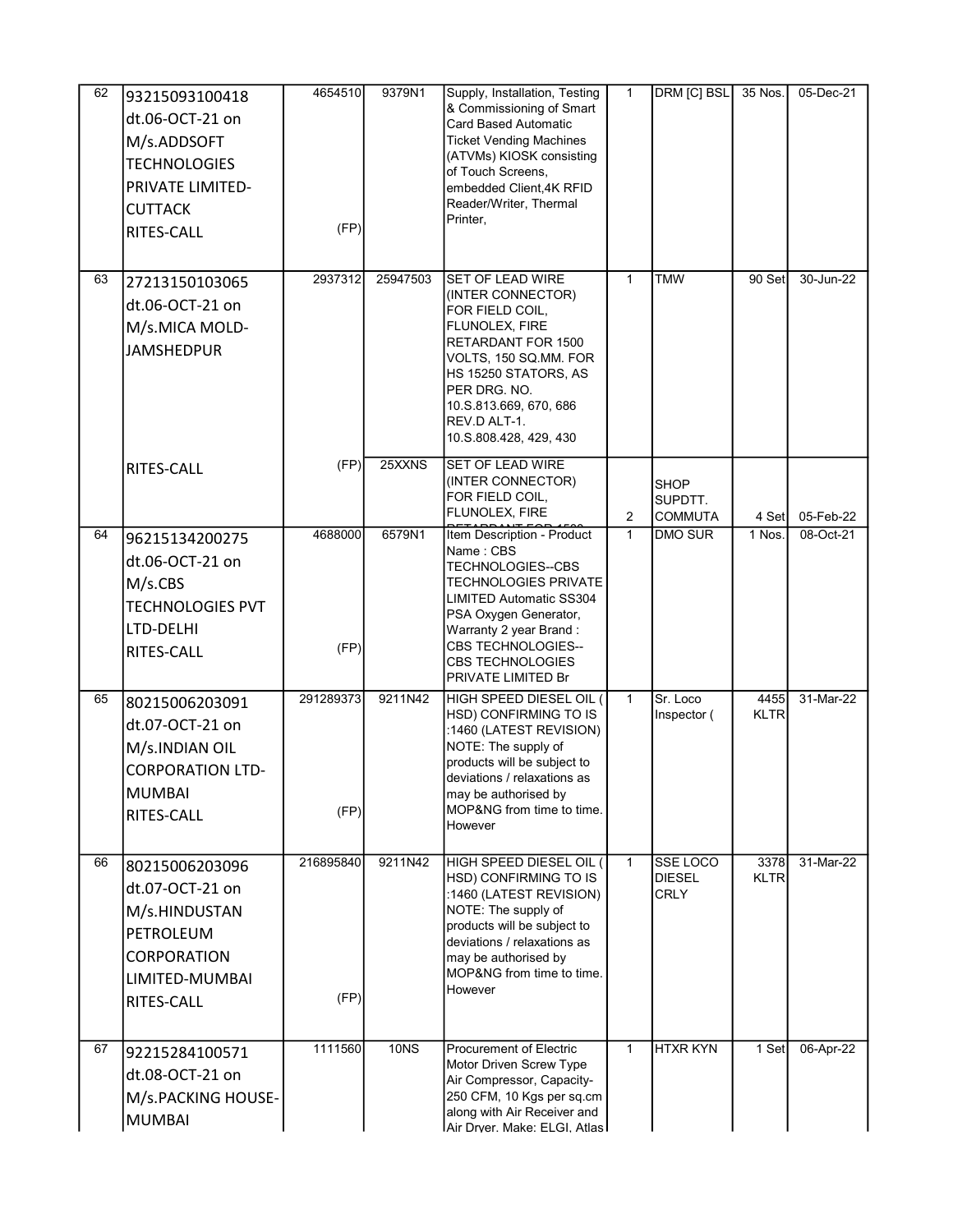| 62 | 93215093100418 dt.06-OCT-21 on M/s.ADDSOFT TECHNOLOGIES PRIVATE LIMITED-CUTTACK RITES-CALL | 4654510 (FP) | 9379N1 | Supply, Installation, Testing & Commissioning of Smart Card Based Automatic Ticket Vending Machines (ATVMs) KIOSK consisting of Touch Screens, embedded Client,4K RFID Reader/Writer, Thermal Printer, | 1 | DRM [C] BSL | 35 Nos. | 05-Dec-21 |
|---|---|---|---|---|---|---|---|---|
| 63 | 27213150103065 dt.06-OCT-21 on M/s.MICA MOLD-JAMSHEDPUR | 2937312 | 25947503 | SET OF LEAD WIRE (INTER CONNECTOR) FOR FIELD COIL, FLUNOLEX, FIRE RETARDANT FOR 1500 VOLTS, 150 SQ.MM. FOR HS 15250 STATORS, AS PER DRG. NO. 10.S.813.669, 670, 686 REV.D ALT-1. 10.S.808.428, 429, 430 | 1 | TMW | 90 Set | 30-Jun-22 |
| | RITES-CALL | (FP) | 25XXNS | SET OF LEAD WIRE (INTER CONNECTOR) FOR FIELD COIL, FLUNOLEX, FIRE RETARDANT FOR 1500 | 2 | SHOP SUPDTT. COMMUTA | 4 Set | 05-Feb-22 |
| 64 | 96215134200275 dt.06-OCT-21 on M/s.CBS TECHNOLOGIES PVT LTD-DELHI RITES-CALL | 4688000 (FP) | 6579N1 | Item Description - Product Name : CBS TECHNOLOGIES--CBS TECHNOLOGIES PRIVATE LIMITED Automatic SS304 PSA Oxygen Generator, Warranty 2 year Brand : CBS TECHNOLOGIES--CBS TECHNOLOGIES PRIVATE LIMITED Br | 1 | DMO SUR | 1 Nos. | 08-Oct-21 |
| 65 | 80215006203091 dt.07-OCT-21 on M/s.INDIAN OIL CORPORATION LTD-MUMBAI RITES-CALL | 291289373 (FP) | 9211N42 | HIGH SPEED DIESEL OIL ( HSD) CONFIRMING TO IS :1460 (LATEST REVISION) NOTE: The supply of products will be subject to deviations / relaxations as may be authorised by MOP&NG from time to time. However | 1 | Sr. Loco Inspector ( | 4455 KLTR | 31-Mar-22 |
| 66 | 80215006203096 dt.07-OCT-21 on M/s.HINDUSTAN PETROLEUM CORPORATION LIMITED-MUMBAI RITES-CALL | 216895840 (FP) | 9211N42 | HIGH SPEED DIESEL OIL ( HSD) CONFIRMING TO IS :1460 (LATEST REVISION) NOTE: The supply of products will be subject to deviations / relaxations as may be authorised by MOP&NG from time to time. However | 1 | SSE LOCO DIESEL CRLY | 3378 KLTR | 31-Mar-22 |
| 67 | 92215284100571 dt.08-OCT-21 on M/s.PACKING HOUSE-MUMBAI | 1111560 | 10NS | Procurement of Electric Motor Driven Screw Type Air Compressor, Capacity-250 CFM, 10 Kgs per sq.cm along with Air Receiver and Air Dryer. Make: ELGI, Atlas | 1 | HTXR KYN | 1 Set | 06-Apr-22 |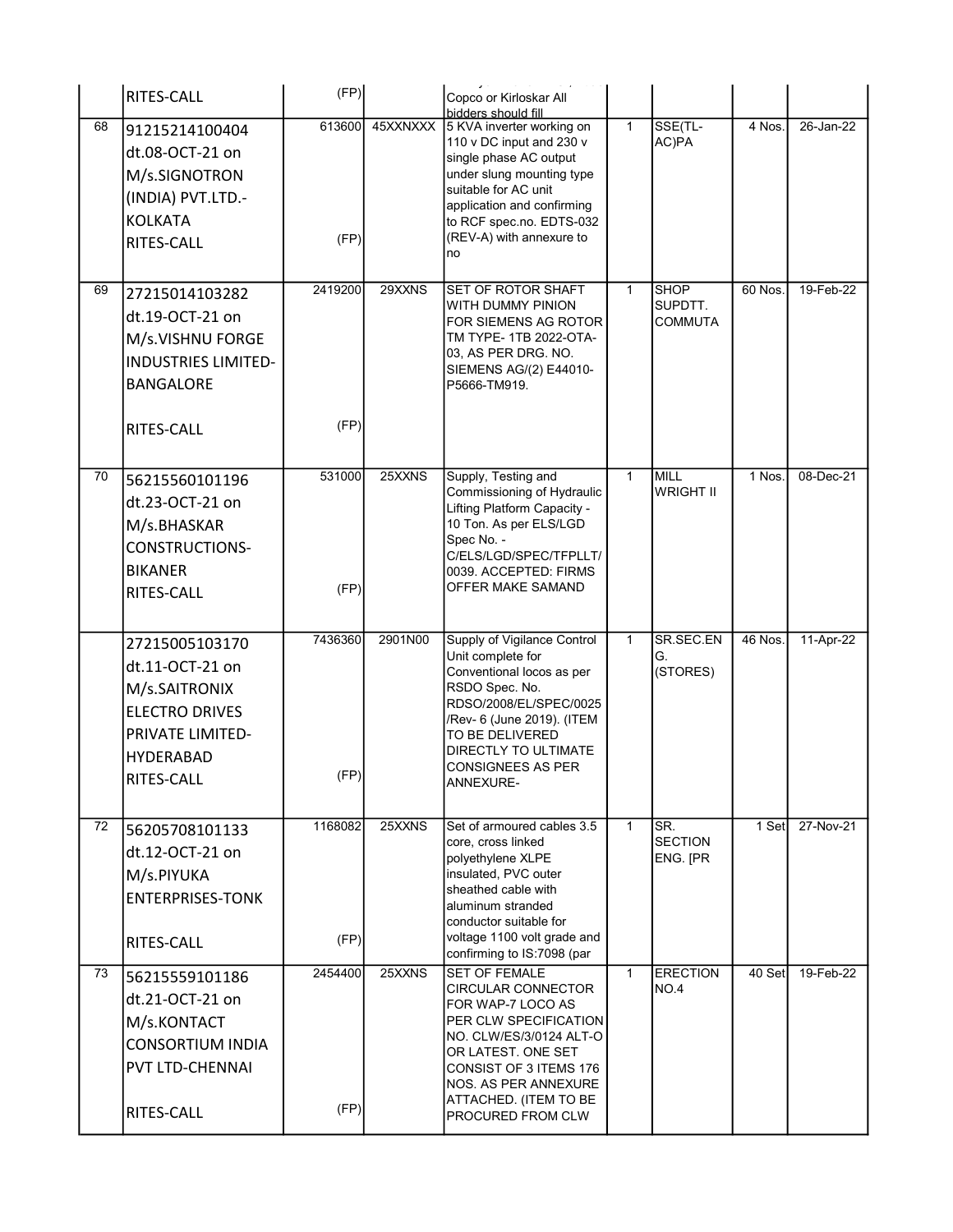| | | | | | | | | |
|---|---|---|---|---|---|---|---|---|
| | RITES-CALL | (FP) | | Copco or Kirloskar All bidders should fill | | | | |
| 68 | 91215214100404 dt.08-OCT-21 on M/s.SIGNOTRON (INDIA) PVT.LTD.-KOLKATA RITES-CALL | 613600 (FP) | 45XXNXXX | 5 KVA inverter working on 110 v DC input and 230 v single phase AC output under slung mounting type suitable for AC unit application and confirming to RCF spec.no. EDTS-032 (REV-A) with annexure to no | 1 | SSE(TL-AC)PA | 4 Nos. | 26-Jan-22 |
| 69 | 27215014103282 dt.19-OCT-21 on M/s.VISHNU FORGE INDUSTRIES LIMITED-BANGALORE RITES-CALL | 2419200 (FP) | 29XXNS | SET OF ROTOR SHAFT WITH DUMMY PINION FOR SIEMENS AG ROTOR TM TYPE- 1TB 2022-OTA-03, AS PER DRG. NO. SIEMENS AG/(2) E44010-P5666-TM919. | 1 | SHOP SUPDTT. COMMUTA | 60 Nos. | 19-Feb-22 |
| 70 | 56215560101196 dt.23-OCT-21 on M/s.BHASKAR CONSTRUCTIONS-BIKANER RITES-CALL | 531000 (FP) | 25XXNS | Supply, Testing and Commissioning of Hydraulic Lifting Platform Capacity - 10 Ton. As per ELS/LGD Spec No. - C/ELS/LGD/SPEC/TFPLLT/0039. ACCEPTED: FIRMS OFFER MAKE SAMAND | 1 | MILL WRIGHT II | 1 Nos. | 08-Dec-21 |
| | 27215005103170 dt.11-OCT-21 on M/s.SAITRONIX ELECTRO DRIVES PRIVATE LIMITED-HYDERABAD RITES-CALL | 7436360 (FP) | 2901N00 | Supply of Vigilance Control Unit complete for Conventional locos as per RSDO Spec. No. RDSO/2008/EL/SPEC/0025/Rev- 6 (June 2019). (ITEM TO BE DELIVERED DIRECTLY TO ULTIMATE CONSIGNEES AS PER ANNEXURE- | 1 | SR.SEC.ENG. (STORES) | 46 Nos. | 11-Apr-22 |
| 72 | 56205708101133 dt.12-OCT-21 on M/s.PIYUKA ENTERPRISES-TONK RITES-CALL | 1168082 (FP) | 25XXNS | Set of armoured cables 3.5 core, cross linked polyethylene XLPE insulated, PVC outer sheathed cable with aluminum stranded conductor suitable for voltage 1100 volt grade and confirming to IS:7098 (par | 1 | SR. SECTION ENG. [PR | 1 Set | 27-Nov-21 |
| 73 | 56215559101186 dt.21-OCT-21 on M/s.KONTACT CONSORTIUM INDIA PVT LTD-CHENNAI RITES-CALL | 2454400 (FP) | 25XXNS | SET OF FEMALE CIRCULAR CONNECTOR FOR WAP-7 LOCO AS PER CLW SPECIFICATION NO. CLW/ES/3/0124 ALT-O OR LATEST. ONE SET CONSIST OF 3 ITEMS 176 NOS. AS PER ANNEXURE ATTACHED. (ITEM TO BE PROCURED FROM CLW | 1 | ERECTION NO.4 | 40 Set | 19-Feb-22 |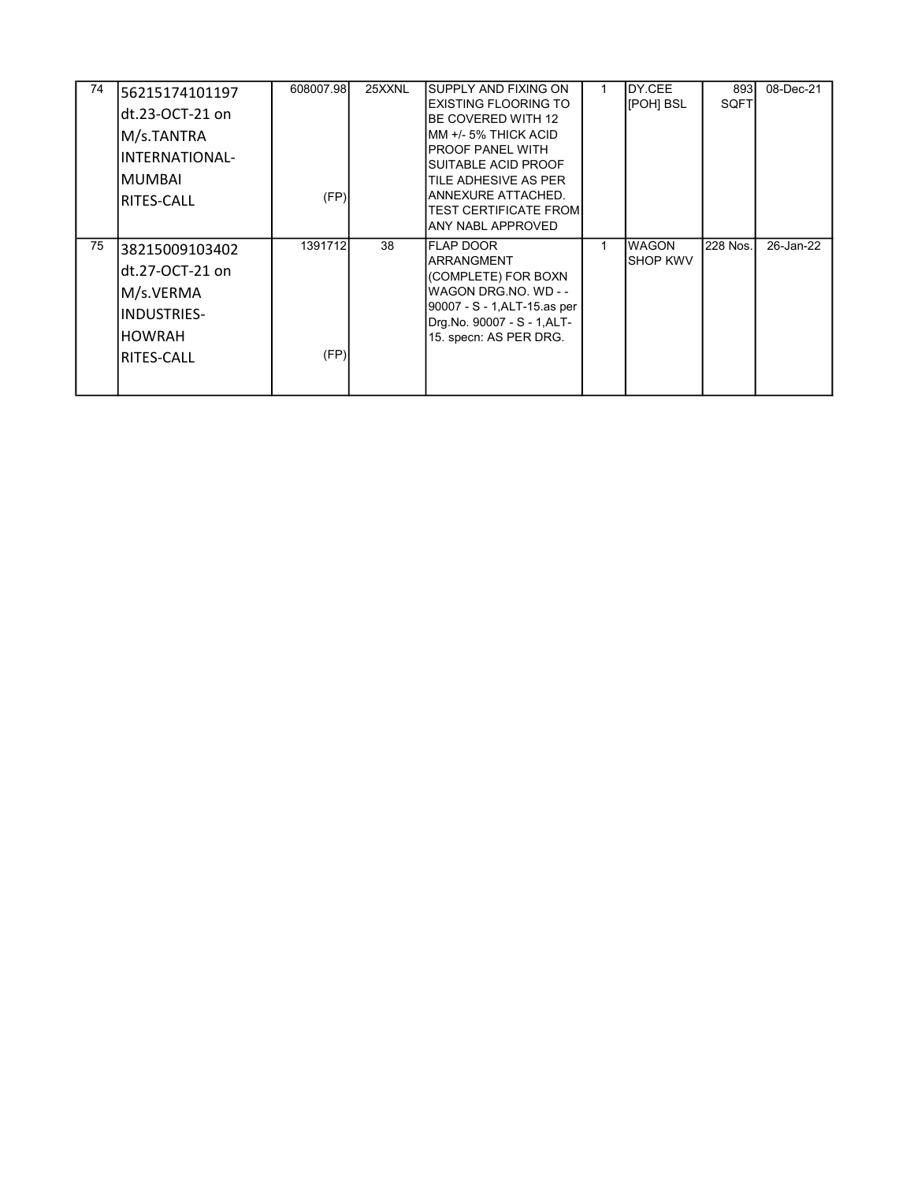| | | | | | | | | |
|---|---|---|---|---|---|---|---|---|
| 74 | 56215174101197 dt.23-OCT-21 on M/s.TANTRA INTERNATIONAL-MUMBAI RITES-CALL | 608007.98 (FP) | 25XXNL | SUPPLY AND FIXING ON EXISTING FLOORING TO BE COVERED WITH 12 MM +/- 5% THICK ACID PROOF PANEL WITH SUITABLE ACID PROOF TILE ADHESIVE AS PER ANNEXURE ATTACHED. TEST CERTIFICATE FROM ANY NABL APPROVED | 1 | DY.CEE [POH] BSL | 893 SQFT | 08-Dec-21 |
| 75 | 38215009103402 dt.27-OCT-21 on M/s.VERMA INDUSTRIES-HOWRAH RITES-CALL | 1391712 (FP) | 38 | FLAP DOOR ARRANGMENT (COMPLETE) FOR BOXN WAGON DRG.NO. WD - - 90007 - S - 1,ALT-15.as per Drg.No. 90007 - S - 1,ALT-15. specn: AS PER DRG. | 1 | WAGON SHOP KWV | 228 Nos. | 26-Jan-22 |